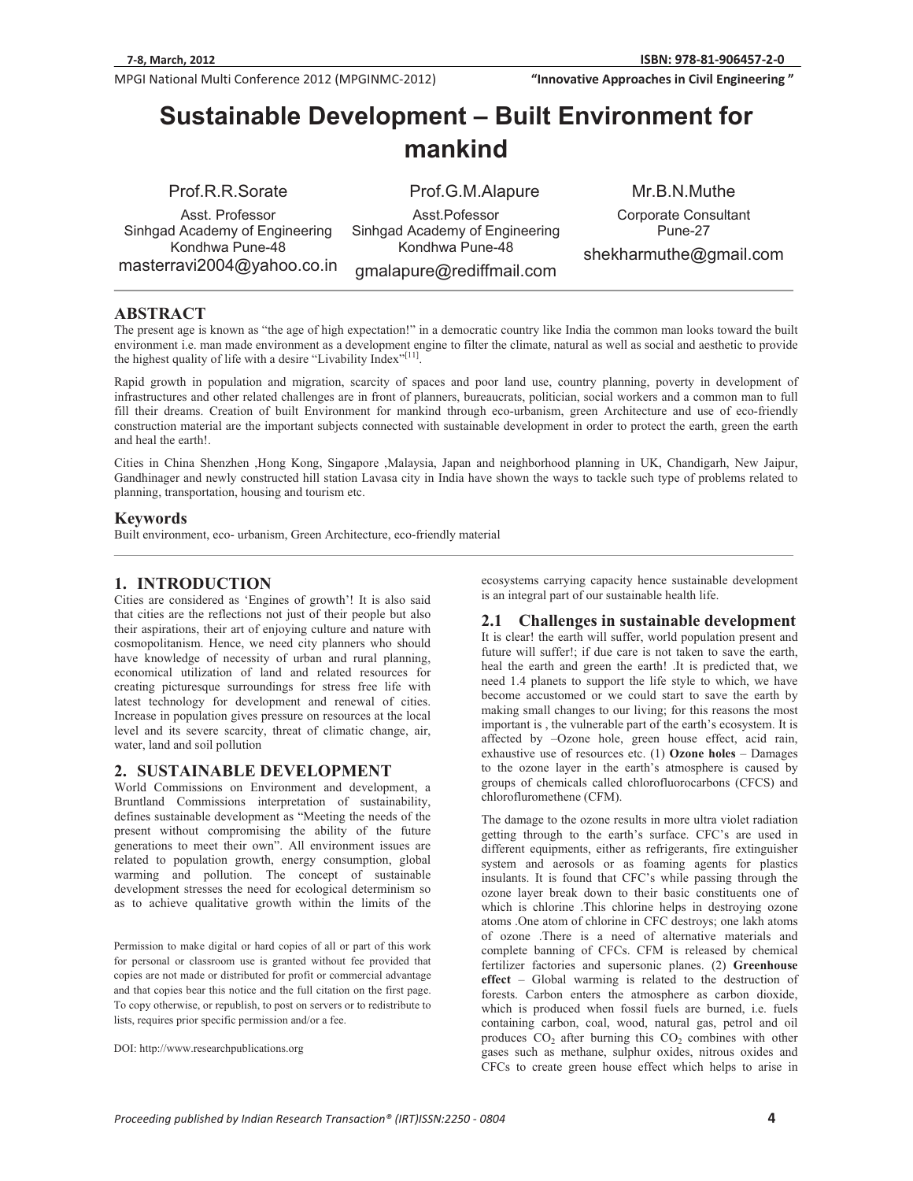# Sustainable Development – Built Environment for mankind

Prof.R.R.Sorate
Asst. Professor
Sinhgad Academy of Engineering
Kondhwa Pune-48
masterravi2004@yahoo.co.in

Prof.G.M.Alapure
Asst.Pofessor
Sinhgad Academy of Engineering
Kondhwa Pune-48
gmalapure@rediffmail.com

Mr.B.N.Muthe
Corporate Consultant
Pune-27
shekharmuthe@gmail.com

## ABSTRACT

The present age is known as "the age of high expectation!" in a democratic country like India the common man looks toward the built environment i.e. man made environment as a development engine to filter the climate, natural as well as social and aesthetic to provide the highest quality of life with a desire "Livability Index"[11].

Rapid growth in population and migration, scarcity of spaces and poor land use, country planning, poverty in development of infrastructures and other related challenges are in front of planners, bureaucrats, politician, social workers and a common man to full fill their dreams. Creation of built Environment for mankind through eco-urbanism, green Architecture and use of eco-friendly construction material are the important subjects connected with sustainable development in order to protect the earth, green the earth and heal the earth!.

Cities in China Shenzhen ,Hong Kong, Singapore ,Malaysia, Japan and neighborhood planning in UK, Chandigarh, New Jaipur, Gandhinager and newly constructed hill station Lavasa city in India have shown the ways to tackle such type of problems related to planning, transportation, housing and tourism etc.

### Keywords

Built environment, eco- urbanism, Green Architecture, eco-friendly material

## 1. INTRODUCTION

Cities are considered as 'Engines of growth'! It is also said that cities are the reflections not just of their people but also their aspirations, their art of enjoying culture and nature with cosmopolitanism. Hence, we need city planners who should have knowledge of necessity of urban and rural planning, economical utilization of land and related resources for creating picturesque surroundings for stress free life with latest technology for development and renewal of cities. Increase in population gives pressure on resources at the local level and its severe scarcity, threat of climatic change, air, water, land and soil pollution

## 2. SUSTAINABLE DEVELOPMENT

World Commissions on Environment and development, a Bruntland Commissions interpretation of sustainability, defines sustainable development as "Meeting the needs of the present without compromising the ability of the future generations to meet their own". All environment issues are related to population growth, energy consumption, global warming and pollution. The concept of sustainable development stresses the need for ecological determinism so as to achieve qualitative growth within the limits of the ecosystems carrying capacity hence sustainable development is an integral part of our sustainable health life.

Permission to make digital or hard copies of all or part of this work for personal or classroom use is granted without fee provided that copies are not made or distributed for profit or commercial advantage and that copies bear this notice and the full citation on the first page. To copy otherwise, or republish, to post on servers or to redistribute to lists, requires prior specific permission and/or a fee.

DOI: http://www.researchpublications.org

### 2.1 Challenges in sustainable development

It is clear! the earth will suffer, world population present and future will suffer!; if due care is not taken to save the earth, heal the earth and green the earth! .It is predicted that, we need 1.4 planets to support the life style to which, we have become accustomed or we could start to save the earth by making small changes to our living; for this reasons the most important is , the vulnerable part of the earth's ecosystem. It is affected by –Ozone hole, green house effect, acid rain, exhaustive use of resources etc. (1) **Ozone holes** – Damages to the ozone layer in the earth's atmosphere is caused by groups of chemicals called chlorofluorocarbons (CFCS) and chloroflurornethene (CFM).

The damage to the ozone results in more ultra violet radiation getting through to the earth's surface. CFC's are used in different equipments, either as refrigerants, fire extinguisher system and aerosols or as foaming agents for plastics insulants. It is found that CFC's while passing through the ozone layer break down to their basic constituents one of which is chlorine .This chlorine helps in destroying ozone atoms .One atom of chlorine in CFC destroys; one lakh atoms of ozone .There is a need of alternative materials and complete banning of CFCs. CFM is released by chemical fertilizer factories and supersonic planes. (2) **Greenhouse effect** – Global warming is related to the destruction of forests. Carbon enters the atmosphere as carbon dioxide, which is produced when fossil fuels are burned, i.e. fuels containing carbon, coal, wood, natural gas, petrol and oil produces $CO_2$ after burning this $CO_2$ combines with other gases such as methane, sulphur oxides, nitrous oxides and CFCs to create green house effect which helps to arise in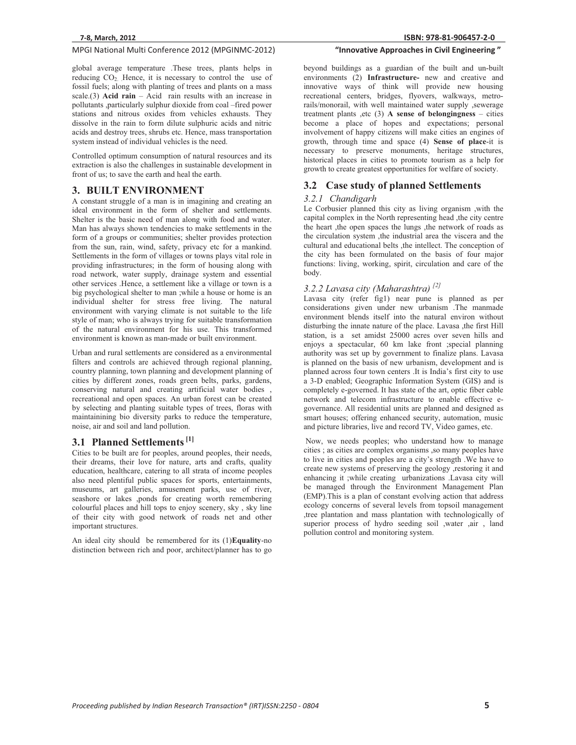global average temperature .These trees, plants helps in reducing $CO_2$. Hence, it is necessary to control the use of fossil fuels; along with planting of trees and plants on a mass scale.(3) **Acid rain** – Acid rain results with an increase in pollutants ,particularly sulphur dioxide from coal –fired power stations and nitrous oxides from vehicles exhausts. They dissolve in the rain to form dilute sulphuric acids and nitric acids and destroy trees, shrubs etc. Hence, mass transportation system instead of individual vehicles is the need.

Controlled optimum consumption of natural resources and its extraction is also the challenges in sustainable development in front of us; to save the earth and heal the earth.

## 3. BUILT ENVIRONMENT

A constant struggle of a man is in imagining and creating an ideal environment in the form of shelter and settlements. Shelter is the basic need of man along with food and water. Man has always shown tendencies to make settlements in the form of a groups or communities; shelter provides protection from the sun, rain, wind, safety, privacy etc for a mankind. Settlements in the form of villages or towns plays vital role in providing infrastructures; in the form of housing along with road network, water supply, drainage system and essential other services .Hence, a settlement like a village or town is a big psychological shelter to man ;while a house or home is an individual shelter for stress free living. The natural environment with varying climate is not suitable to the life style of man; who is always trying for suitable transformation of the natural environment for his use. This transformed environment is known as man-made or built environment.

Urban and rural settlements are considered as a environmental filters and controls are achieved through regional planning, country planning, town planning and development planning of cities by different zones, roads green belts, parks, gardens, conserving natural and creating artificial water bodies , recreational and open spaces. An urban forest can be created by selecting and planting suitable types of trees, floras with maintainining bio diversity parks to reduce the temperature, noise, air and soil and land pollution.

### 3.1 Planned Settlements [1]

Cities to be built are for peoples, around peoples, their needs, their dreams, their love for nature, arts and crafts, quality education, healthcare, catering to all strata of income peoples also need plentiful public spaces for sports, entertainments, museums, art galleries, amusement parks, use of river, seashore or lakes ,ponds for creating worth remembering colourful places and hill tops to enjoy scenery, sky , sky line of their city with good network of roads net and other important structures.

An ideal city should be remembered for its (1)**Equality**-no distinction between rich and poor, architect/planner has to go beyond buildings as a guardian of the built and un-built environments (2) **Infrastructure-** new and creative and innovative ways of think will provide new housing recreational centers, bridges, flyovers, walkways, metro-rails/monorail, with well maintained water supply ,sewerage treatment plants ,etc (3) **A sense of belongingness** – cities become a place of hopes and expectations; personal involvement of happy citizens will make cities an engines of growth, through time and space (4) **Sense of place**-it is necessary to preserve monuments, heritage structures, historical places in cities to promote tourism as a help for growth to create greatest opportunities for welfare of society.

### 3.2 Case study of planned Settlements

#### *3.2.1 Chandigarh*

Le Corbusier planned this city as living organism ,with the capital complex in the North representing head ,the city centre the heart ,the open spaces the lungs ,the network of roads as the circulation system ,the industrial area the viscera and the cultural and educational belts ,the intellect. The conception of the city has been formulated on the basis of four major functions: living, working, spirit, circulation and care of the body.

#### *3.2.2 Lavasa city (Maharashtra) [2]*

Lavasa city (refer fig1) near pune is planned as per considerations given under new urbanism .The manmade environment blends itself into the natural environ without disturbing the innate nature of the place. Lavasa ,the first Hill station, is a set amidst 25000 acres over seven hills and enjoys a spectacular, 60 km lake front ;special planning authority was set up by government to finalize plans. Lavasa is planned on the basis of new urbanism, development and is planned across four town centers .It is India's first city to use a 3-D enabled; Geographic Information System (GIS) and is completely e-governed. It has state of the art, optic fiber cable network and telecom infrastructure to enable effective e-governance. All residential units are planned and designed as smart houses; offering enhanced security, automation, music and picture libraries, live and record TV, Video games, etc.

Now, we needs peoples; who understand how to manage cities ; as cities are complex organisms ,so many peoples have to live in cities and peoples are a city's strength .We have to create new systems of preserving the geology ,restoring it and enhancing it ;while creating urbanizations .Lavasa city will be managed through the Environment Management Plan (EMP).This is a plan of constant evolving action that address ecology concerns of several levels from topsoil management ,tree plantation and mass plantation with technologically of superior process of hydro seeding soil ,water ,air , land pollution control and monitoring system.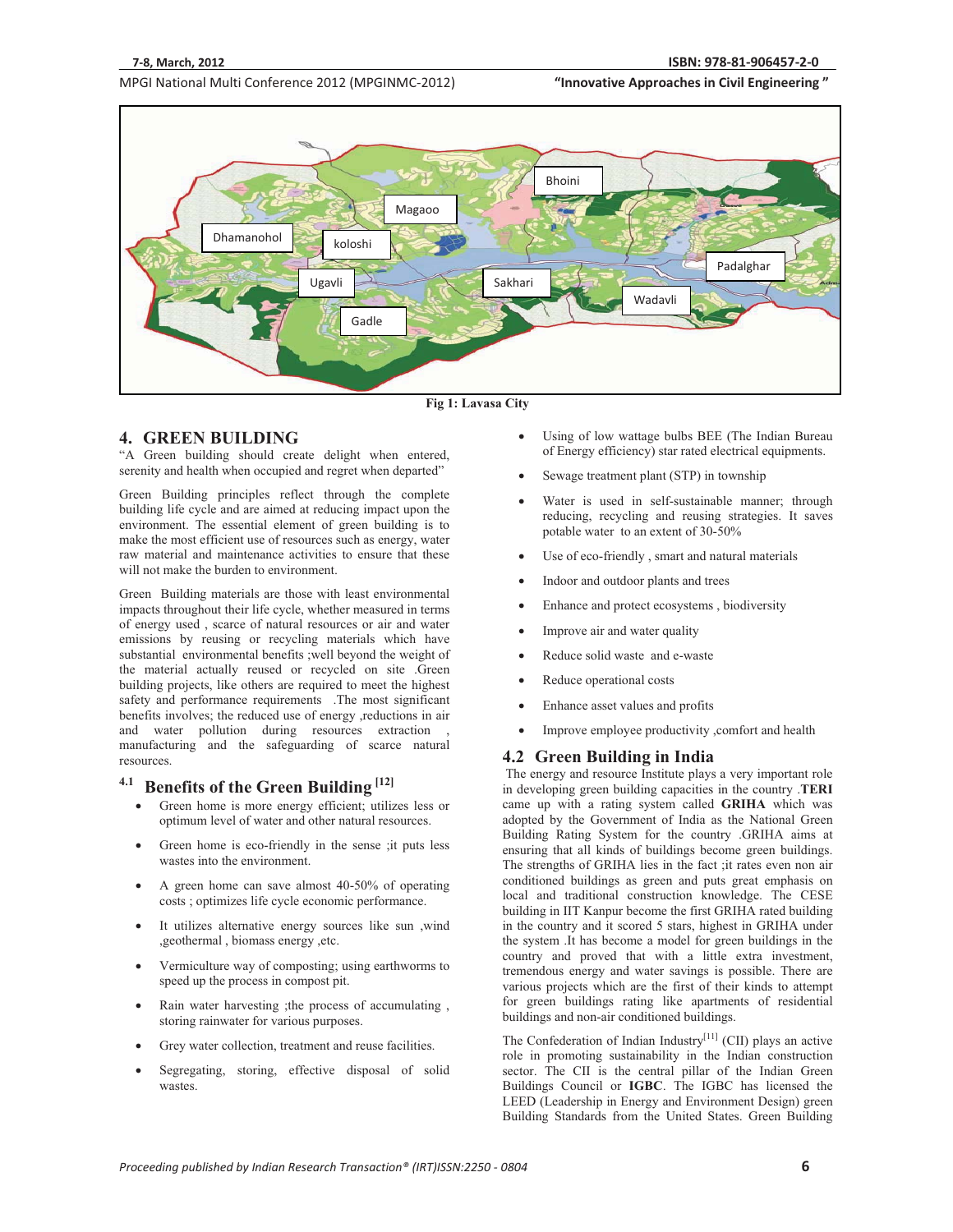Fig 1: Lavasa City

## 4. GREEN BUILDING

"A Green building should create delight when entered, serenity and health when occupied and regret when departed"

Green Building principles reflect through the complete building life cycle and are aimed at reducing impact upon the environment. The essential element of green building is to make the most efficient use of resources such as energy, water raw material and maintenance activities to ensure that these will not make the burden to environment.

Green Building materials are those with least environmental impacts throughout their life cycle, whether measured in terms of energy used , scarce of natural resources or air and water emissions by reusing or recycling materials which have substantial environmental benefits ;well beyond the weight of the material actually reused or recycled on site .Green building projects, like others are required to meet the highest safety and performance requirements .The most significant benefits involves; the reduced use of energy ,reductions in air and water pollution during resources extraction , manufacturing and the safeguarding of scarce natural resources.

### 4.1 Benefits of the Green Building [12]

- Green home is more energy efficient; utilizes less or optimum level of water and other natural resources.
- Green home is eco-friendly in the sense ;it puts less wastes into the environment.
- A green home can save almost 40-50% of operating costs ; optimizes life cycle economic performance.
- It utilizes alternative energy sources like sun ,wind ,geothermal , biomass energy ,etc.
- Vermiculture way of composting; using earthworms to speed up the process in compost pit.
- Rain water harvesting ;the process of accumulating , storing rainwater for various purposes.
- Grey water collection, treatment and reuse facilities.
- Segregating, storing, effective disposal of solid wastes.
- Using of low wattage bulbs BEE (The Indian Bureau of Energy efficiency) star rated electrical equipments.
- Sewage treatment plant (STP) in township
- Water is used in self-sustainable manner; through reducing, recycling and reusing strategies. It saves potable water to an extent of 30-50%
- Use of eco-friendly , smart and natural materials
- Indoor and outdoor plants and trees
- Enhance and protect ecosystems , biodiversity
- Improve air and water quality
- Reduce solid waste and e-waste
- Reduce operational costs
- Enhance asset values and profits
- Improve employee productivity ,comfort and health

### 4.2 Green Building in India

The energy and resource Institute plays a very important role in developing green building capacities in the country .**TERI** came up with a rating system called **GRIHA** which was adopted by the Government of India as the National Green Building Rating System for the country .GRIHA aims at ensuring that all kinds of buildings become green buildings. The strengths of GRIHA lies in the fact ;it rates even non air conditioned buildings as green and puts great emphasis on local and traditional construction knowledge. The CESE building in IIT Kanpur become the first GRIHA rated building in the country and it scored 5 stars, highest in GRIHA under the system .It has become a model for green buildings in the country and proved that with a little extra investment, tremendous energy and water savings is possible. There are various projects which are the first of their kinds to attempt for green buildings rating like apartments of residential buildings and non-air conditioned buildings.

The Confederation of Indian Industry[11] (CII) plays an active role in promoting sustainability in the Indian construction sector. The CII is the central pillar of the Indian Green Buildings Council or **IGBC**. The IGBC has licensed the LEED (Leadership in Energy and Environment Design) green Building Standards from the United States. Green Building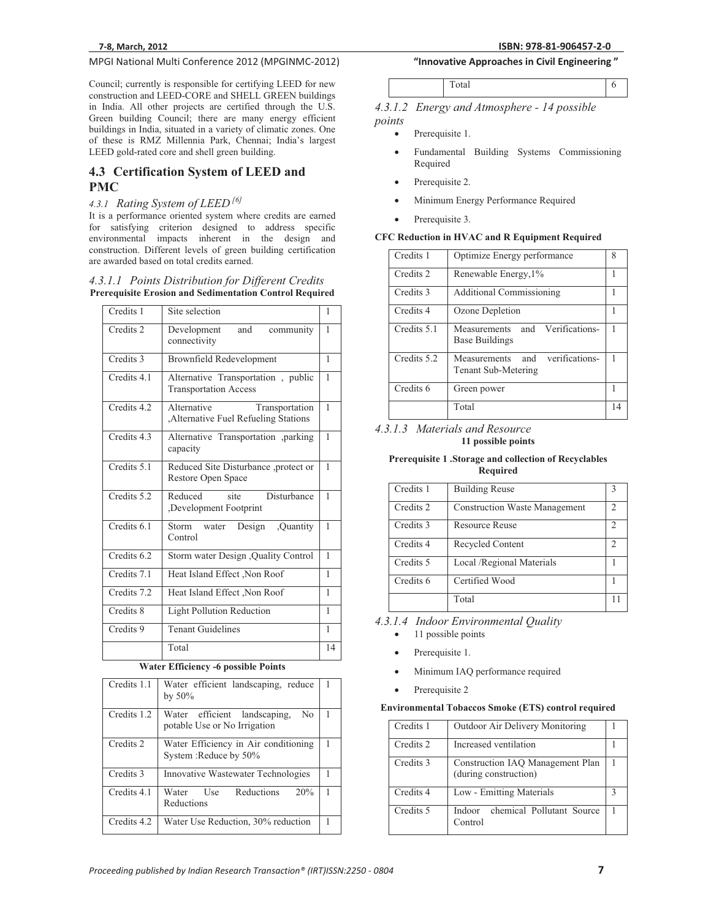Council; currently is responsible for certifying LEED for new construction and LEED-CORE and SHELL GREEN buildings in India. All other projects are certified through the U.S. Green building Council; there are many energy efficient buildings in India, situated in a variety of climatic zones. One of these is RMZ Millennia Park, Chennai; India's largest LEED gold-rated core and shell green building.

## 4.3 Certification System of LEED and PMC

### *4.3.1 Rating System of LEED* [6]

It is a performance oriented system where credits are earned for satisfying criterion designed to address specific environmental impacts inherent in the design and construction. Different levels of green building certification are awarded based on total credits earned.

#### *4.3.1.1 Points Distribution for Different Credits*

**Prerequisite Erosion and Sedimentation Control Required**

| Credits 1 | Site selection | 1 |
|---|---|---|
| Credits 2 | Development and community connectivity | 1 |
| Credits 3 | Brownfield Redevelopment | 1 |
| Credits 4.1 | Alternative Transportation , public Transportation Access | 1 |
| Credits 4.2 | Alternative Transportation ,Alternative Fuel Refueling Stations | 1 |
| Credits 4.3 | Alternative Transportation ,parking capacity | 1 |
| Credits 5.1 | Reduced Site Disturbance ,protect or Restore Open Space | 1 |
| Credits 5.2 | Reduced site Disturbance ,Development Footprint | 1 |
| Credits 6.1 | Storm water Design ,Quantity Control | 1 |
| Credits 6.2 | Storm water Design ,Quality Control | 1 |
| Credits 7.1 | Heat Island Effect ,Non Roof | 1 |
| Credits 7.2 | Heat Island Effect ,Non Roof | 1 |
| Credits 8 | Light Pollution Reduction | 1 |
| Credits 9 | Tenant Guidelines | 1 |
| | Total | 14 |

**Water Efficiency -6 possible Points**

| Credits 1.1 | Water efficient landscaping, reduce by 50% | 1 |
|---|---|---|
| Credits 1.2 | Water efficient landscaping, No potable Use or No Irrigation | 1 |
| Credits 2 | Water Efficiency in Air conditioning System :Reduce by 50% | 1 |
| Credits 3 | Innovative Wastewater Technologies | 1 |
| Credits 4.1 | Water Use Reductions 20% Reductions | 1 |
| Credits 4.2 | Water Use Reduction, 30% reduction | 1 |
| | Total | 6 |

#### *4.3.1.2 Energy and Atmosphere - 14 possible points*

- Prerequisite 1.
- Fundamental Building Systems Commissioning Required
- Prerequisite 2.
- Minimum Energy Performance Required
- Prerequisite 3.

**CFC Reduction in HVAC and R Equipment Required**

| Credits 1 | Optimize Energy performance | 8 |
|---|---|---|
| Credits 2 | Renewable Energy,1% | 1 |
| Credits 3 | Additional Commissioning | 1 |
| Credits 4 | Ozone Depletion | 1 |
| Credits 5.1 | Measurements and Verifications-Base Buildings | 1 |
| Credits 5.2 | Measurements and verifications-Tenant Sub-Metering | 1 |
| Credits 6 | Green power | 1 |
| | Total | 14 |

#### *4.3.1.3 Materials and Resource*

**11 possible points**

**Prerequisite 1 .Storage and collection of Recyclables Required**

| Credits 1 | Building Reuse | 3 |
|---|---|---|
| Credits 2 | Construction Waste Management | 2 |
| Credits 3 | Resource Reuse | 2 |
| Credits 4 | Recycled Content | 2 |
| Credits 5 | Local /Regional Materials | 1 |
| Credits 6 | Certified Wood | 1 |
| | Total | 11 |

#### *4.3.1.4 Indoor Environmental Quality*

- 11 possible points
- Prerequisite 1.
- Minimum IAQ performance required
- Prerequisite 2

**Environmental Tobaccos Smoke (ETS) control required**

| Credits 1 | Outdoor Air Delivery Monitoring | 1 |
|---|---|---|
| Credits 2 | Increased ventilation | 1 |
| Credits 3 | Construction IAQ Management Plan (during construction) | 1 |
| Credits 4 | Low - Emitting Materials | 3 |
| Credits 5 | Indoor chemical Pollutant Source Control | 1 |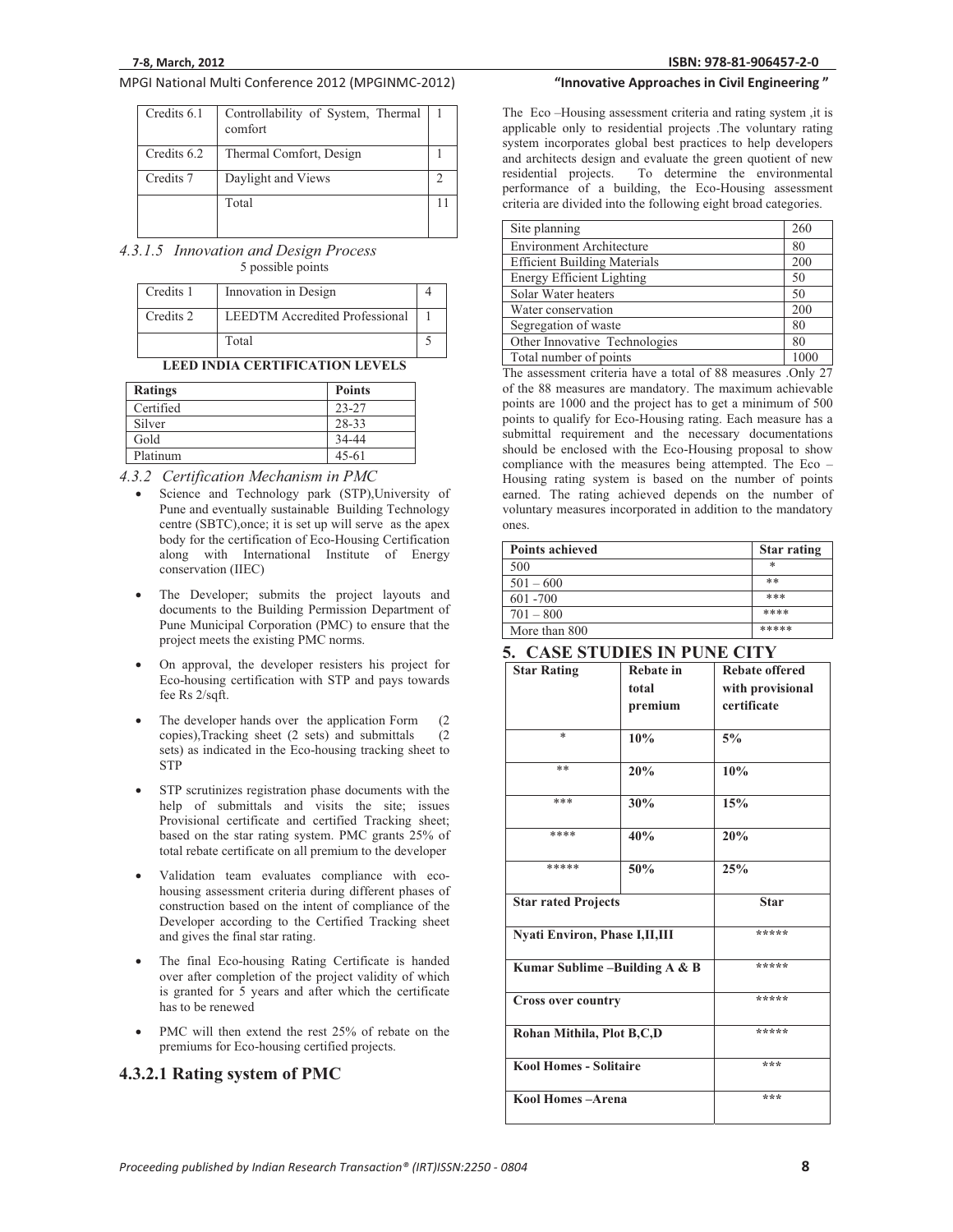| Credits 6.1 | Controllability of System, Thermal comfort | 1 |
|---|---|---|
| Credits 6.2 | Thermal Comfort, Design | 1 |
| Credits 7 | Daylight and Views | 2 |
| | Total | 11 |

*4.3.1.5 Innovation and Design Process*

5 possible points

| Credits 1 | Innovation in Design | 4 |
|---|---|---|
| Credits 2 | LEEDTM Accredited Professional | 1 |
| | Total | 5 |

**LEED INDIA CERTIFICATION LEVELS**

| Ratings | Points |
|---|---|
| Certified | 23-27 |
| Silver | 28-33 |
| Gold | 34-44 |
| Platinum | 45-61 |

*4.3.2 Certification Mechanism in PMC*

- Science and Technology park (STP),University of Pune and eventually sustainable Building Technology centre (SBTC),once; it is set up will serve as the apex body for the certification of Eco-Housing Certification along with International Institute of Energy conservation (IIEC)
- The Developer; submits the project layouts and documents to the Building Permission Department of Pune Municipal Corporation (PMC) to ensure that the project meets the existing PMC norms.
- On approval, the developer resisters his project for Eco-housing certification with STP and pays towards fee Rs 2/sqft.
- The developer hands over the application Form (2 copies),Tracking sheet (2 sets) and submittals (2 sets) as indicated in the Eco-housing tracking sheet to STP
- STP scrutinizes registration phase documents with the help of submittals and visits the site; issues Provisional certificate and certified Tracking sheet; based on the star rating system. PMC grants 25% of total rebate certificate on all premium to the developer
- Validation team evaluates compliance with eco-housing assessment criteria during different phases of construction based on the intent of compliance of the Developer according to the Certified Tracking sheet and gives the final star rating.
- The final Eco-housing Rating Certificate is handed over after completion of the project validity of which is granted for 5 years and after which the certificate has to be renewed
- PMC will then extend the rest 25% of rebate on the premiums for Eco-housing certified projects.

## 4.3.2.1 Rating system of PMC

The Eco –Housing assessment criteria and rating system ,it is applicable only to residential projects .The voluntary rating system incorporates global best practices to help developers and architects design and evaluate the green quotient of new residential projects. To determine the environmental performance of a building, the Eco-Housing assessment criteria are divided into the following eight broad categories.

| Site planning | 260 |
|---|---|
| Environment Architecture | 80 |
| Efficient Building Materials | 200 |
| Energy Efficient Lighting | 50 |
| Solar Water heaters | 50 |
| Water conservation | 200 |
| Segregation of waste | 80 |
| Other Innovative Technologies | 80 |
| Total number of points | 1000 |

The assessment criteria have a total of 88 measures .Only 27 of the 88 measures are mandatory. The maximum achievable points are 1000 and the project has to get a minimum of 500 points to qualify for Eco-Housing rating. Each measure has a submittal requirement and the necessary documentations should be enclosed with the Eco-Housing proposal to show compliance with the measures being attempted. The Eco – Housing rating system is based on the number of points earned. The rating achieved depends on the number of voluntary measures incorporated in addition to the mandatory ones.

| Points achieved | Star rating |
|---|---|
| 500 | * |
| 501 – 600 | ** |
| 601 -700 | *** |
| 701 – 800 | **** |
| More than 800 | ***** |

## 5. CASE STUDIES IN PUNE CITY

| Star Rating | Rebate in total premium | Rebate offered with provisional certificate |
|---|---|---|
| * | **10%** | **5%** |
| ** | **20%** | **10%** |
| *** | **30%** | **15%** |
| **** | **40%** | **20%** |
| ***** | **50%** | **25%** |

| Star rated Projects | Star |
|---|---|
| **Nyati Environ, Phase I,II,III** | ***** |
| **Kumar Sublime –Building A & B** | ***** |
| **Cross over country** | ***** |
| **Rohan Mithila, Plot B,C,D** | ***** |
| **Kool Homes - Solitaire** | *** |
| **Kool Homes –Arena** | *** |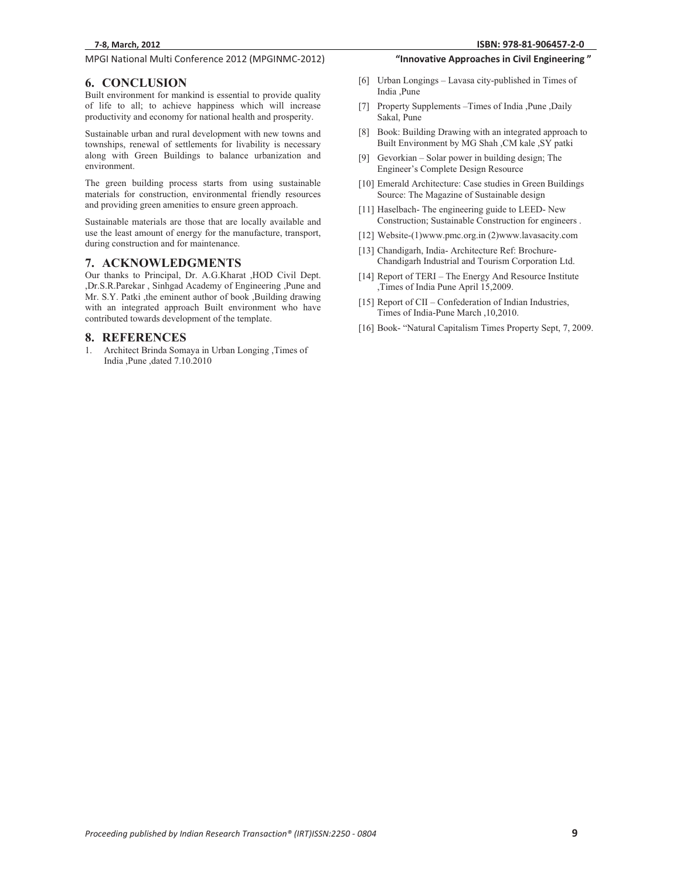## 6. CONCLUSION

Built environment for mankind is essential to provide quality of life to all; to achieve happiness which will increase productivity and economy for national health and prosperity.

Sustainable urban and rural development with new towns and townships, renewal of settlements for livability is necessary along with Green Buildings to balance urbanization and environment.

The green building process starts from using sustainable materials for construction, environmental friendly resources and providing green amenities to ensure green approach.

Sustainable materials are those that are locally available and use the least amount of energy for the manufacture, transport, during construction and for maintenance.

## 7. ACKNOWLEDGMENTS

Our thanks to Principal, Dr. A.G.Kharat ,HOD Civil Dept. ,Dr.S.R.Parekar , Sinhgad Academy of Engineering ,Pune and Mr. S.Y. Patki ,the eminent author of book ,Building drawing with an integrated approach Built environment who have contributed towards development of the template.

## 8. REFERENCES

1. Architect Brinda Somaya in Urban Longing ,Times of India ,Pune ,dated 7.10.2010

[6] Urban Longings – Lavasa city-published in Times of India ,Pune

[7] Property Supplements –Times of India ,Pune ,Daily Sakal, Pune

[8] Book: Building Drawing with an integrated approach to Built Environment by MG Shah ,CM kale ,SY patki

[9] Gevorkian – Solar power in building design; The Engineer's Complete Design Resource

[10] Emerald Architecture: Case studies in Green Buildings Source: The Magazine of Sustainable design

[11] Haselbach- The engineering guide to LEED- New Construction; Sustainable Construction for engineers .

[12] Website-(1)www.pmc.org.in (2)www.lavasacity.com

[13] Chandigarh, India- Architecture Ref: Brochure- Chandigarh Industrial and Tourism Corporation Ltd.

[14] Report of TERI – The Energy And Resource Institute ,Times of India Pune April 15,2009.

[15] Report of CII – Confederation of Indian Industries, Times of India-Pune March ,10,2010.

[16] Book- "Natural Capitalism Times Property Sept, 7, 2009.